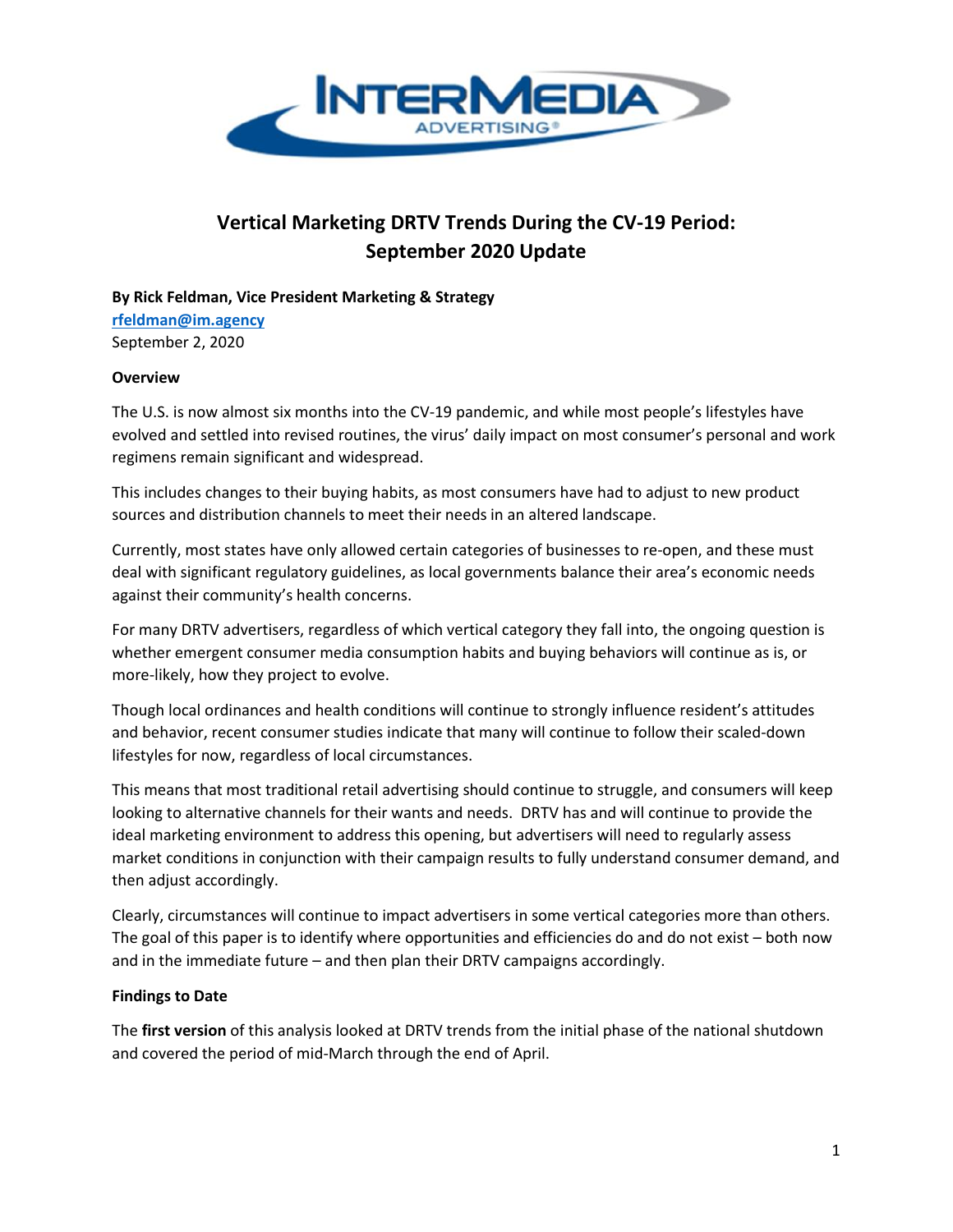# Vertical Marketing DRTV Trends During the CV-19 Period: September 2020 Update

**By Rick Feldman, Vice President Marketing & Strategy**
**rfeldman@im.agency**
September 2, 2020

**Overview**

The U.S. is now almost six months into the CV-19 pandemic, and while most people's lifestyles have evolved and settled into revised routines, the virus' daily impact on most consumer's personal and work regimens remain significant and widespread.

This includes changes to their buying habits, as most consumers have had to adjust to new product sources and distribution channels to meet their needs in an altered landscape.

Currently, most states have only allowed certain categories of businesses to re-open, and these must deal with significant regulatory guidelines, as local governments balance their area's economic needs against their community's health concerns.

For many DRTV advertisers, regardless of which vertical category they fall into, the ongoing question is whether emergent consumer media consumption habits and buying behaviors will continue as is, or more-likely, how they project to evolve.

Though local ordinances and health conditions will continue to strongly influence resident's attitudes and behavior, recent consumer studies indicate that many will continue to follow their scaled-down lifestyles for now, regardless of local circumstances.

This means that most traditional retail advertising should continue to struggle, and consumers will keep looking to alternative channels for their wants and needs. DRTV has and will continue to provide the ideal marketing environment to address this opening, but advertisers will need to regularly assess market conditions in conjunction with their campaign results to fully understand consumer demand, and then adjust accordingly.

Clearly, circumstances will continue to impact advertisers in some vertical categories more than others. The goal of this paper is to identify where opportunities and efficiencies do and do not exist – both now and in the immediate future – and then plan their DRTV campaigns accordingly.

**Findings to Date**

The **first version** of this analysis looked at DRTV trends from the initial phase of the national shutdown and covered the period of mid-March through the end of April.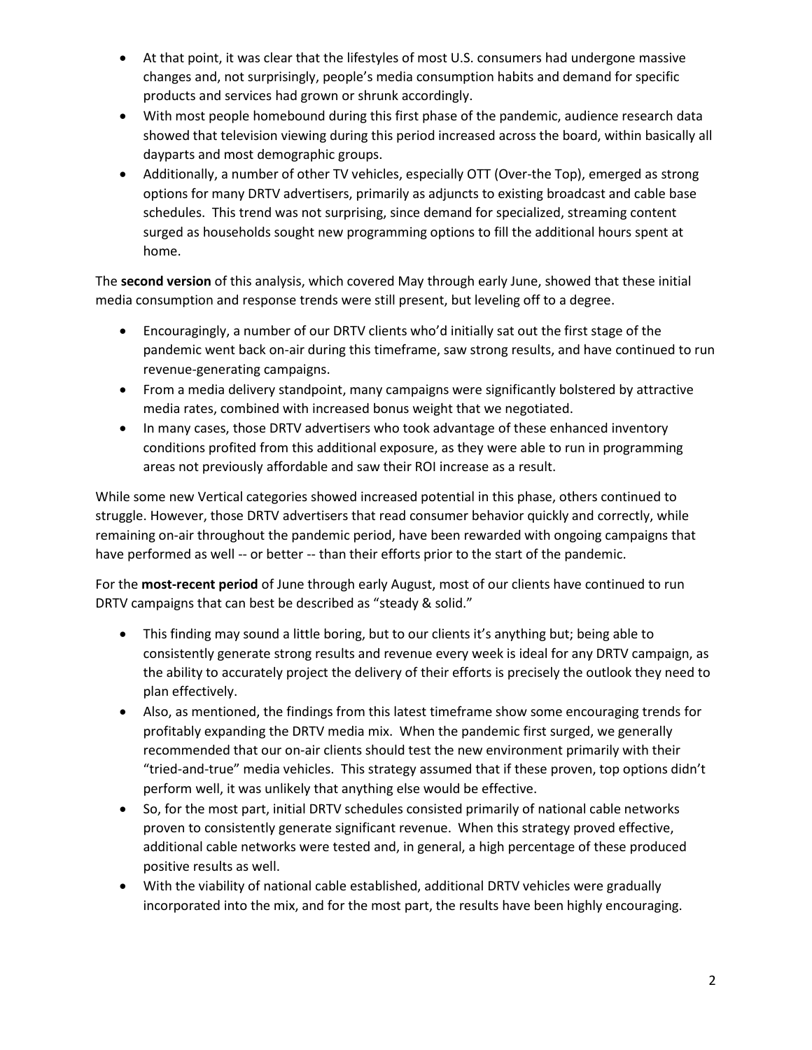- At that point, it was clear that the lifestyles of most U.S. consumers had undergone massive changes and, not surprisingly, people's media consumption habits and demand for specific products and services had grown or shrunk accordingly.
- With most people homebound during this first phase of the pandemic, audience research data showed that television viewing during this period increased across the board, within basically all dayparts and most demographic groups.
- Additionally, a number of other TV vehicles, especially OTT (Over-the Top), emerged as strong options for many DRTV advertisers, primarily as adjuncts to existing broadcast and cable base schedules. This trend was not surprising, since demand for specialized, streaming content surged as households sought new programming options to fill the additional hours spent at home.

The **second version** of this analysis, which covered May through early June, showed that these initial media consumption and response trends were still present, but leveling off to a degree.

- Encouragingly, a number of our DRTV clients who'd initially sat out the first stage of the pandemic went back on-air during this timeframe, saw strong results, and have continued to run revenue-generating campaigns.
- From a media delivery standpoint, many campaigns were significantly bolstered by attractive media rates, combined with increased bonus weight that we negotiated.
- In many cases, those DRTV advertisers who took advantage of these enhanced inventory conditions profited from this additional exposure, as they were able to run in programming areas not previously affordable and saw their ROI increase as a result.

While some new Vertical categories showed increased potential in this phase, others continued to struggle. However, those DRTV advertisers that read consumer behavior quickly and correctly, while remaining on-air throughout the pandemic period, have been rewarded with ongoing campaigns that have performed as well -- or better -- than their efforts prior to the start of the pandemic.

For the **most-recent period** of June through early August, most of our clients have continued to run DRTV campaigns that can best be described as "steady & solid."

- This finding may sound a little boring, but to our clients it's anything but; being able to consistently generate strong results and revenue every week is ideal for any DRTV campaign, as the ability to accurately project the delivery of their efforts is precisely the outlook they need to plan effectively.
- Also, as mentioned, the findings from this latest timeframe show some encouraging trends for profitably expanding the DRTV media mix. When the pandemic first surged, we generally recommended that our on-air clients should test the new environment primarily with their "tried-and-true" media vehicles. This strategy assumed that if these proven, top options didn't perform well, it was unlikely that anything else would be effective.
- So, for the most part, initial DRTV schedules consisted primarily of national cable networks proven to consistently generate significant revenue. When this strategy proved effective, additional cable networks were tested and, in general, a high percentage of these produced positive results as well.
- With the viability of national cable established, additional DRTV vehicles were gradually incorporated into the mix, and for the most part, the results have been highly encouraging.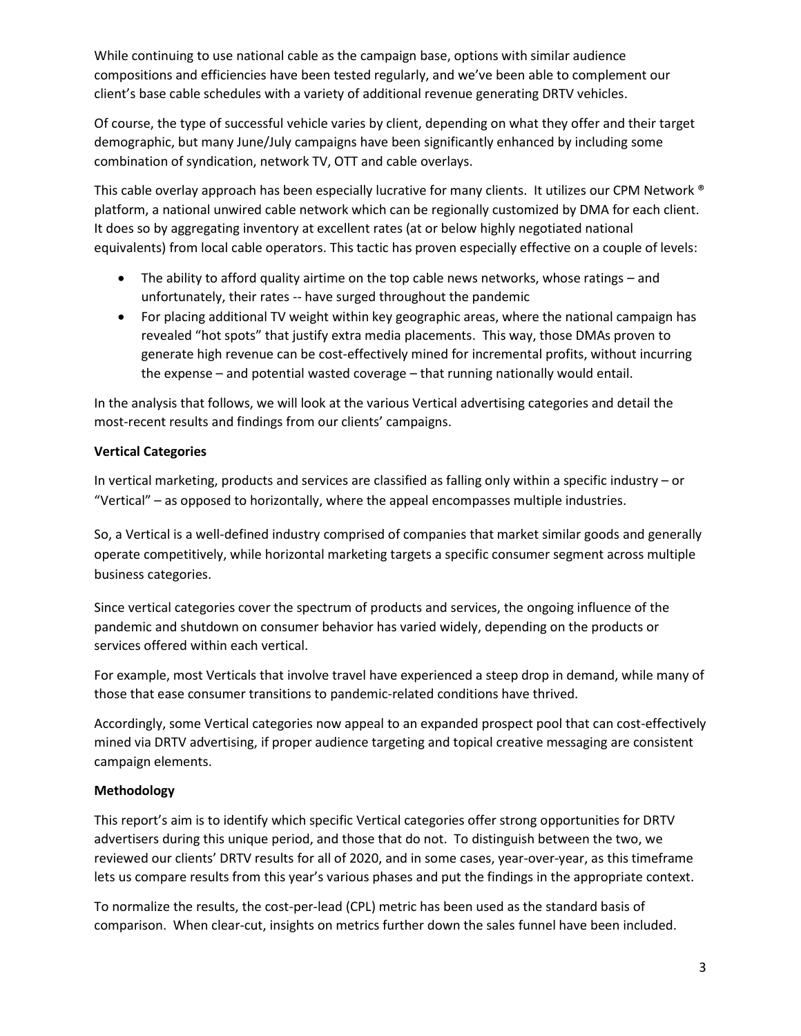While continuing to use national cable as the campaign base, options with similar audience compositions and efficiencies have been tested regularly, and we've been able to complement our client's base cable schedules with a variety of additional revenue generating DRTV vehicles.

Of course, the type of successful vehicle varies by client, depending on what they offer and their target demographic, but many June/July campaigns have been significantly enhanced by including some combination of syndication, network TV, OTT and cable overlays.

This cable overlay approach has been especially lucrative for many clients. It utilizes our CPM Network ® platform, a national unwired cable network which can be regionally customized by DMA for each client. It does so by aggregating inventory at excellent rates (at or below highly negotiated national equivalents) from local cable operators. This tactic has proven especially effective on a couple of levels:

- The ability to afford quality airtime on the top cable news networks, whose ratings – and unfortunately, their rates -- have surged throughout the pandemic
- For placing additional TV weight within key geographic areas, where the national campaign has revealed "hot spots" that justify extra media placements. This way, those DMAs proven to generate high revenue can be cost-effectively mined for incremental profits, without incurring the expense – and potential wasted coverage – that running nationally would entail.

In the analysis that follows, we will look at the various Vertical advertising categories and detail the most-recent results and findings from our clients' campaigns.

**Vertical Categories**

In vertical marketing, products and services are classified as falling only within a specific industry – or "Vertical" – as opposed to horizontally, where the appeal encompasses multiple industries.

So, a Vertical is a well-defined industry comprised of companies that market similar goods and generally operate competitively, while horizontal marketing targets a specific consumer segment across multiple business categories.

Since vertical categories cover the spectrum of products and services, the ongoing influence of the pandemic and shutdown on consumer behavior has varied widely, depending on the products or services offered within each vertical.

For example, most Verticals that involve travel have experienced a steep drop in demand, while many of those that ease consumer transitions to pandemic-related conditions have thrived.

Accordingly, some Vertical categories now appeal to an expanded prospect pool that can cost-effectively mined via DRTV advertising, if proper audience targeting and topical creative messaging are consistent campaign elements.

**Methodology**

This report's aim is to identify which specific Vertical categories offer strong opportunities for DRTV advertisers during this unique period, and those that do not. To distinguish between the two, we reviewed our clients' DRTV results for all of 2020, and in some cases, year-over-year, as this timeframe lets us compare results from this year's various phases and put the findings in the appropriate context.

To normalize the results, the cost-per-lead (CPL) metric has been used as the standard basis of comparison. When clear-cut, insights on metrics further down the sales funnel have been included.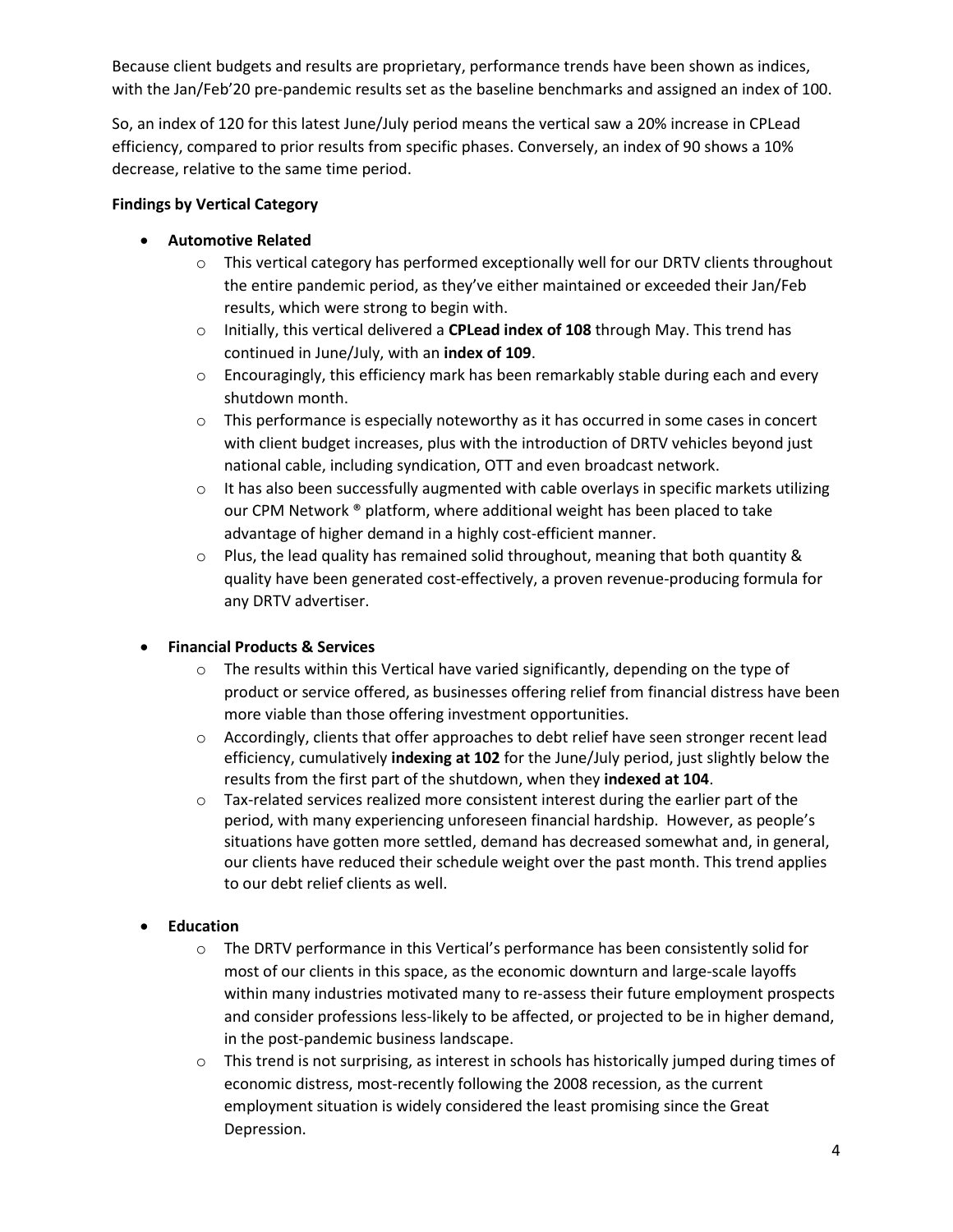Because client budgets and results are proprietary, performance trends have been shown as indices, with the Jan/Feb'20 pre-pandemic results set as the baseline benchmarks and assigned an index of 100.

So, an index of 120 for this latest June/July period means the vertical saw a 20% increase in CPLead efficiency, compared to prior results from specific phases. Conversely, an index of 90 shows a 10% decrease, relative to the same time period.

**Findings by Vertical Category**

- **Automotive Related**
  - This vertical category has performed exceptionally well for our DRTV clients throughout the entire pandemic period, as they've either maintained or exceeded their Jan/Feb results, which were strong to begin with.
  - Initially, this vertical delivered a **CPLead index of 108** through May. This trend has continued in June/July, with an **index of 109**.
  - Encouragingly, this efficiency mark has been remarkably stable during each and every shutdown month.
  - This performance is especially noteworthy as it has occurred in some cases in concert with client budget increases, plus with the introduction of DRTV vehicles beyond just national cable, including syndication, OTT and even broadcast network.
  - It has also been successfully augmented with cable overlays in specific markets utilizing our CPM Network ® platform, where additional weight has been placed to take advantage of higher demand in a highly cost-efficient manner.
  - Plus, the lead quality has remained solid throughout, meaning that both quantity & quality have been generated cost-effectively, a proven revenue-producing formula for any DRTV advertiser.

- **Financial Products & Services**
  - The results within this Vertical have varied significantly, depending on the type of product or service offered, as businesses offering relief from financial distress have been more viable than those offering investment opportunities.
  - Accordingly, clients that offer approaches to debt relief have seen stronger recent lead efficiency, cumulatively **indexing at 102** for the June/July period, just slightly below the results from the first part of the shutdown, when they **indexed at 104**.
  - Tax-related services realized more consistent interest during the earlier part of the period, with many experiencing unforeseen financial hardship. However, as people's situations have gotten more settled, demand has decreased somewhat and, in general, our clients have reduced their schedule weight over the past month. This trend applies to our debt relief clients as well.

- **Education**
  - The DRTV performance in this Vertical's performance has been consistently solid for most of our clients in this space, as the economic downturn and large-scale layoffs within many industries motivated many to re-assess their future employment prospects and consider professions less-likely to be affected, or projected to be in higher demand, in the post-pandemic business landscape.
  - This trend is not surprising, as interest in schools has historically jumped during times of economic distress, most-recently following the 2008 recession, as the current employment situation is widely considered the least promising since the Great Depression.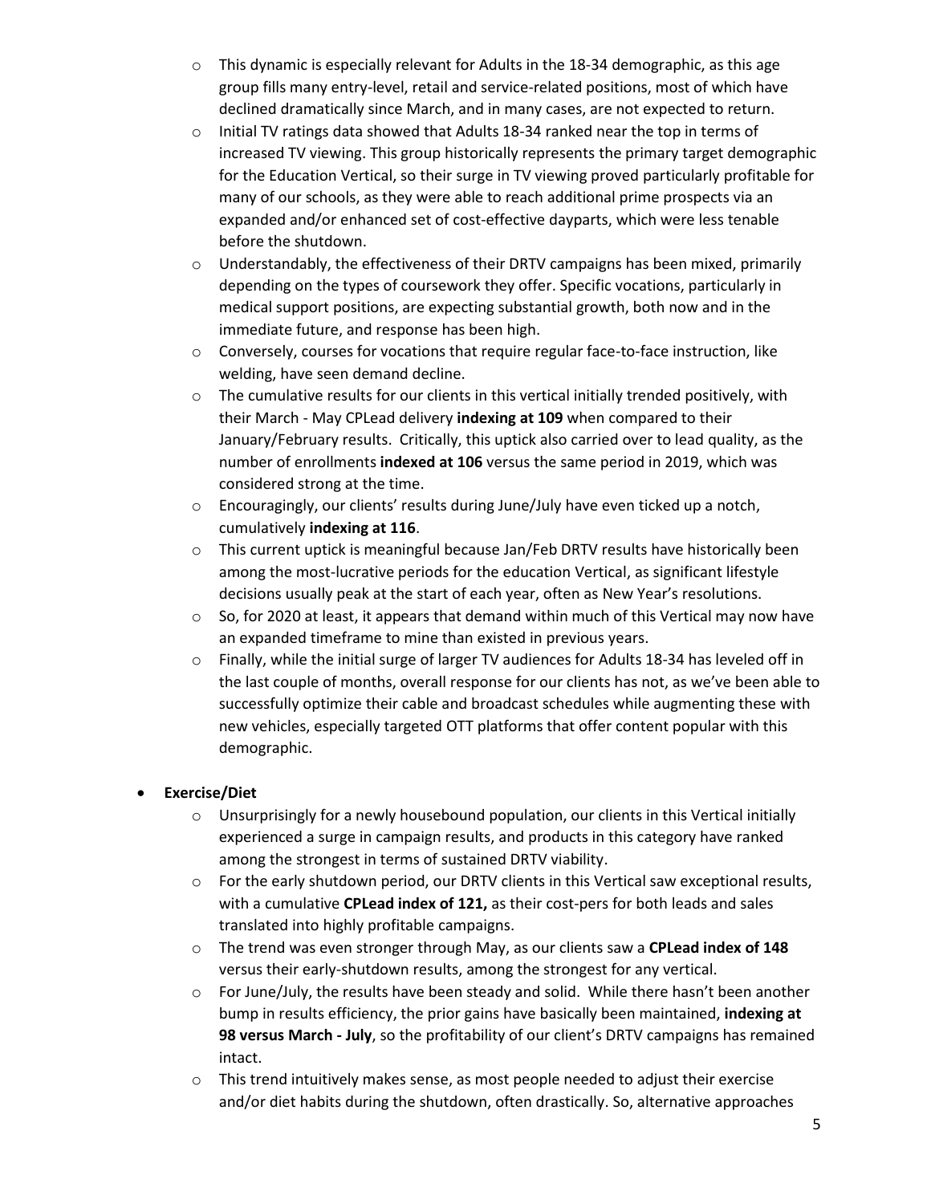- This dynamic is especially relevant for Adults in the 18-34 demographic, as this age group fills many entry-level, retail and service-related positions, most of which have declined dramatically since March, and in many cases, are not expected to return.
  - Initial TV ratings data showed that Adults 18-34 ranked near the top in terms of increased TV viewing. This group historically represents the primary target demographic for the Education Vertical, so their surge in TV viewing proved particularly profitable for many of our schools, as they were able to reach additional prime prospects via an expanded and/or enhanced set of cost-effective dayparts, which were less tenable before the shutdown.
  - Understandably, the effectiveness of their DRTV campaigns has been mixed, primarily depending on the types of coursework they offer. Specific vocations, particularly in medical support positions, are expecting substantial growth, both now and in the immediate future, and response has been high.
  - Conversely, courses for vocations that require regular face-to-face instruction, like welding, have seen demand decline.
  - The cumulative results for our clients in this vertical initially trended positively, with their March - May CPLead delivery **indexing at 109** when compared to their January/February results. Critically, this uptick also carried over to lead quality, as the number of enrollments **indexed at 106** versus the same period in 2019, which was considered strong at the time.
  - Encouragingly, our clients' results during June/July have even ticked up a notch, cumulatively **indexing at 116**.
  - This current uptick is meaningful because Jan/Feb DRTV results have historically been among the most-lucrative periods for the education Vertical, as significant lifestyle decisions usually peak at the start of each year, often as New Year's resolutions.
  - So, for 2020 at least, it appears that demand within much of this Vertical may now have an expanded timeframe to mine than existed in previous years.
  - Finally, while the initial surge of larger TV audiences for Adults 18-34 has leveled off in the last couple of months, overall response for our clients has not, as we've been able to successfully optimize their cable and broadcast schedules while augmenting these with new vehicles, especially targeted OTT platforms that offer content popular with this demographic.

- **Exercise/Diet**
  - Unsurprisingly for a newly housebound population, our clients in this Vertical initially experienced a surge in campaign results, and products in this category have ranked among the strongest in terms of sustained DRTV viability.
  - For the early shutdown period, our DRTV clients in this Vertical saw exceptional results, with a cumulative **CPLead index of 121,** as their cost-pers for both leads and sales translated into highly profitable campaigns.
  - The trend was even stronger through May, as our clients saw a **CPLead index of 148** versus their early-shutdown results, among the strongest for any vertical.
  - For June/July, the results have been steady and solid. While there hasn't been another bump in results efficiency, the prior gains have basically been maintained, **indexing at 98 versus March - July**, so the profitability of our client's DRTV campaigns has remained intact.
  - This trend intuitively makes sense, as most people needed to adjust their exercise and/or diet habits during the shutdown, often drastically. So, alternative approaches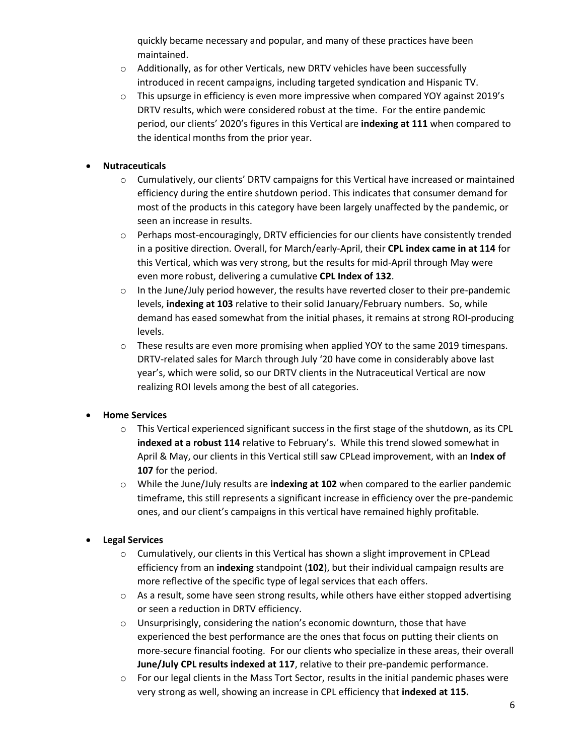- quickly became necessary and popular, and many of these practices have been maintained.
  - Additionally, as for other Verticals, new DRTV vehicles have been successfully introduced in recent campaigns, including targeted syndication and Hispanic TV.
  - This upsurge in efficiency is even more impressive when compared YOY against 2019's DRTV results, which were considered robust at the time. For the entire pandemic period, our clients' 2020's figures in this Vertical are **indexing at 111** when compared to the identical months from the prior year.

- **Nutraceuticals**
  - Cumulatively, our clients' DRTV campaigns for this Vertical have increased or maintained efficiency during the entire shutdown period. This indicates that consumer demand for most of the products in this category have been largely unaffected by the pandemic, or seen an increase in results.
  - Perhaps most-encouragingly, DRTV efficiencies for our clients have consistently trended in a positive direction. Overall, for March/early-April, their **CPL index came in at 114** for this Vertical, which was very strong, but the results for mid-April through May were even more robust, delivering a cumulative **CPL Index of 132**.
  - In the June/July period however, the results have reverted closer to their pre-pandemic levels, **indexing at 103** relative to their solid January/February numbers. So, while demand has eased somewhat from the initial phases, it remains at strong ROI-producing levels.
  - These results are even more promising when applied YOY to the same 2019 timespans. DRTV-related sales for March through July '20 have come in considerably above last year's, which were solid, so our DRTV clients in the Nutraceutical Vertical are now realizing ROI levels among the best of all categories.

- **Home Services**
  - This Vertical experienced significant success in the first stage of the shutdown, as its CPL **indexed at a robust 114** relative to February's. While this trend slowed somewhat in April & May, our clients in this Vertical still saw CPLead improvement, with an **Index of 107** for the period.
  - While the June/July results are **indexing at 102** when compared to the earlier pandemic timeframe, this still represents a significant increase in efficiency over the pre-pandemic ones, and our client's campaigns in this vertical have remained highly profitable.

- **Legal Services**
  - Cumulatively, our clients in this Vertical has shown a slight improvement in CPLead efficiency from an **indexing** standpoint (**102**), but their individual campaign results are more reflective of the specific type of legal services that each offers.
  - As a result, some have seen strong results, while others have either stopped advertising or seen a reduction in DRTV efficiency.
  - Unsurprisingly, considering the nation's economic downturn, those that have experienced the best performance are the ones that focus on putting their clients on more-secure financial footing. For our clients who specialize in these areas, their overall **June/July CPL results indexed at 117**, relative to their pre-pandemic performance.
  - For our legal clients in the Mass Tort Sector, results in the initial pandemic phases were very strong as well, showing an increase in CPL efficiency that **indexed at 115.**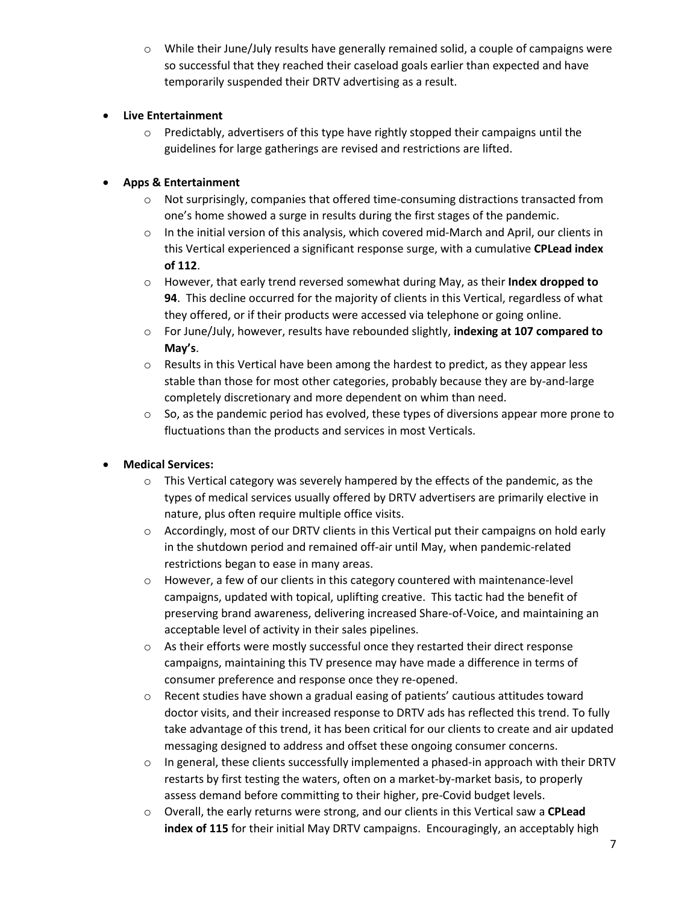- While their June/July results have generally remained solid, a couple of campaigns were so successful that they reached their caseload goals earlier than expected and have temporarily suspended their DRTV advertising as a result.

- **Live Entertainment**
  - Predictably, advertisers of this type have rightly stopped their campaigns until the guidelines for large gatherings are revised and restrictions are lifted.

- **Apps & Entertainment**
  - Not surprisingly, companies that offered time-consuming distractions transacted from one's home showed a surge in results during the first stages of the pandemic.
  - In the initial version of this analysis, which covered mid-March and April, our clients in this Vertical experienced a significant response surge, with a cumulative **CPLead index of 112**.
  - However, that early trend reversed somewhat during May, as their **Index dropped to 94**. This decline occurred for the majority of clients in this Vertical, regardless of what they offered, or if their products were accessed via telephone or going online.
  - For June/July, however, results have rebounded slightly, **indexing at 107 compared to May's**.
  - Results in this Vertical have been among the hardest to predict, as they appear less stable than those for most other categories, probably because they are by-and-large completely discretionary and more dependent on whim than need.
  - So, as the pandemic period has evolved, these types of diversions appear more prone to fluctuations than the products and services in most Verticals.

- **Medical Services:**
  - This Vertical category was severely hampered by the effects of the pandemic, as the types of medical services usually offered by DRTV advertisers are primarily elective in nature, plus often require multiple office visits.
  - Accordingly, most of our DRTV clients in this Vertical put their campaigns on hold early in the shutdown period and remained off-air until May, when pandemic-related restrictions began to ease in many areas.
  - However, a few of our clients in this category countered with maintenance-level campaigns, updated with topical, uplifting creative. This tactic had the benefit of preserving brand awareness, delivering increased Share-of-Voice, and maintaining an acceptable level of activity in their sales pipelines.
  - As their efforts were mostly successful once they restarted their direct response campaigns, maintaining this TV presence may have made a difference in terms of consumer preference and response once they re-opened.
  - Recent studies have shown a gradual easing of patients' cautious attitudes toward doctor visits, and their increased response to DRTV ads has reflected this trend. To fully take advantage of this trend, it has been critical for our clients to create and air updated messaging designed to address and offset these ongoing consumer concerns.
  - In general, these clients successfully implemented a phased-in approach with their DRTV restarts by first testing the waters, often on a market-by-market basis, to properly assess demand before committing to their higher, pre-Covid budget levels.
  - Overall, the early returns were strong, and our clients in this Vertical saw a **CPLead index of 115** for their initial May DRTV campaigns. Encouragingly, an acceptably high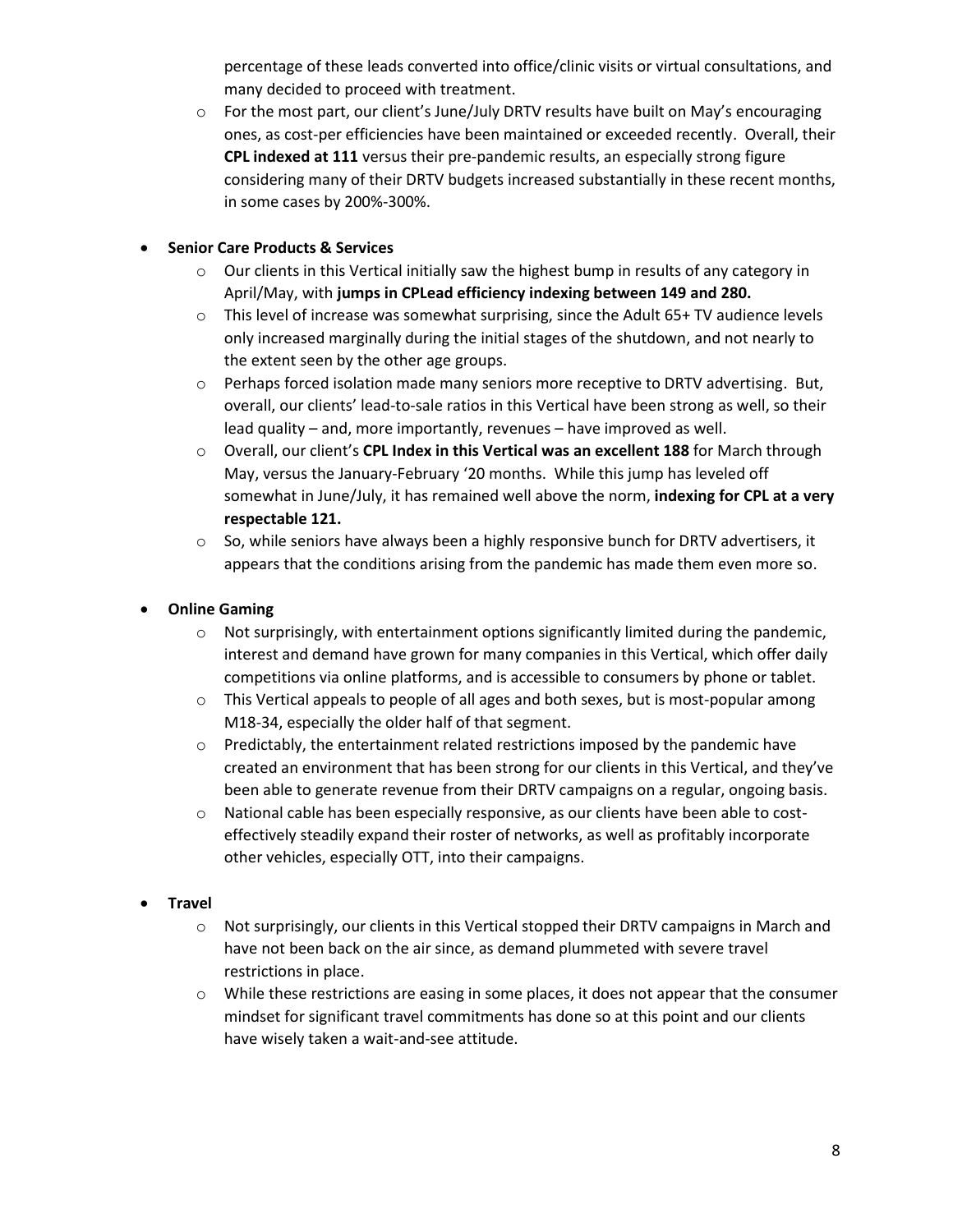- percentage of these leads converted into office/clinic visits or virtual consultations, and many decided to proceed with treatment.
  - For the most part, our client's June/July DRTV results have built on May's encouraging ones, as cost-per efficiencies have been maintained or exceeded recently. Overall, their **CPL indexed at 111** versus their pre-pandemic results, an especially strong figure considering many of their DRTV budgets increased substantially in these recent months, in some cases by 200%-300%.

- **Senior Care Products & Services**
  - Our clients in this Vertical initially saw the highest bump in results of any category in April/May, with **jumps in CPLead efficiency indexing between 149 and 280.**
  - This level of increase was somewhat surprising, since the Adult 65+ TV audience levels only increased marginally during the initial stages of the shutdown, and not nearly to the extent seen by the other age groups.
  - Perhaps forced isolation made many seniors more receptive to DRTV advertising. But, overall, our clients' lead-to-sale ratios in this Vertical have been strong as well, so their lead quality – and, more importantly, revenues – have improved as well.
  - Overall, our client's **CPL Index in this Vertical was an excellent 188** for March through May, versus the January-February '20 months. While this jump has leveled off somewhat in June/July, it has remained well above the norm, **indexing for CPL at a very respectable 121.**
  - So, while seniors have always been a highly responsive bunch for DRTV advertisers, it appears that the conditions arising from the pandemic has made them even more so.

- **Online Gaming**
  - Not surprisingly, with entertainment options significantly limited during the pandemic, interest and demand have grown for many companies in this Vertical, which offer daily competitions via online platforms, and is accessible to consumers by phone or tablet.
  - This Vertical appeals to people of all ages and both sexes, but is most-popular among M18-34, especially the older half of that segment.
  - Predictably, the entertainment related restrictions imposed by the pandemic have created an environment that has been strong for our clients in this Vertical, and they've been able to generate revenue from their DRTV campaigns on a regular, ongoing basis.
  - National cable has been especially responsive, as our clients have been able to cost-effectively steadily expand their roster of networks, as well as profitably incorporate other vehicles, especially OTT, into their campaigns.

- **Travel**
  - Not surprisingly, our clients in this Vertical stopped their DRTV campaigns in March and have not been back on the air since, as demand plummeted with severe travel restrictions in place.
  - While these restrictions are easing in some places, it does not appear that the consumer mindset for significant travel commitments has done so at this point and our clients have wisely taken a wait-and-see attitude.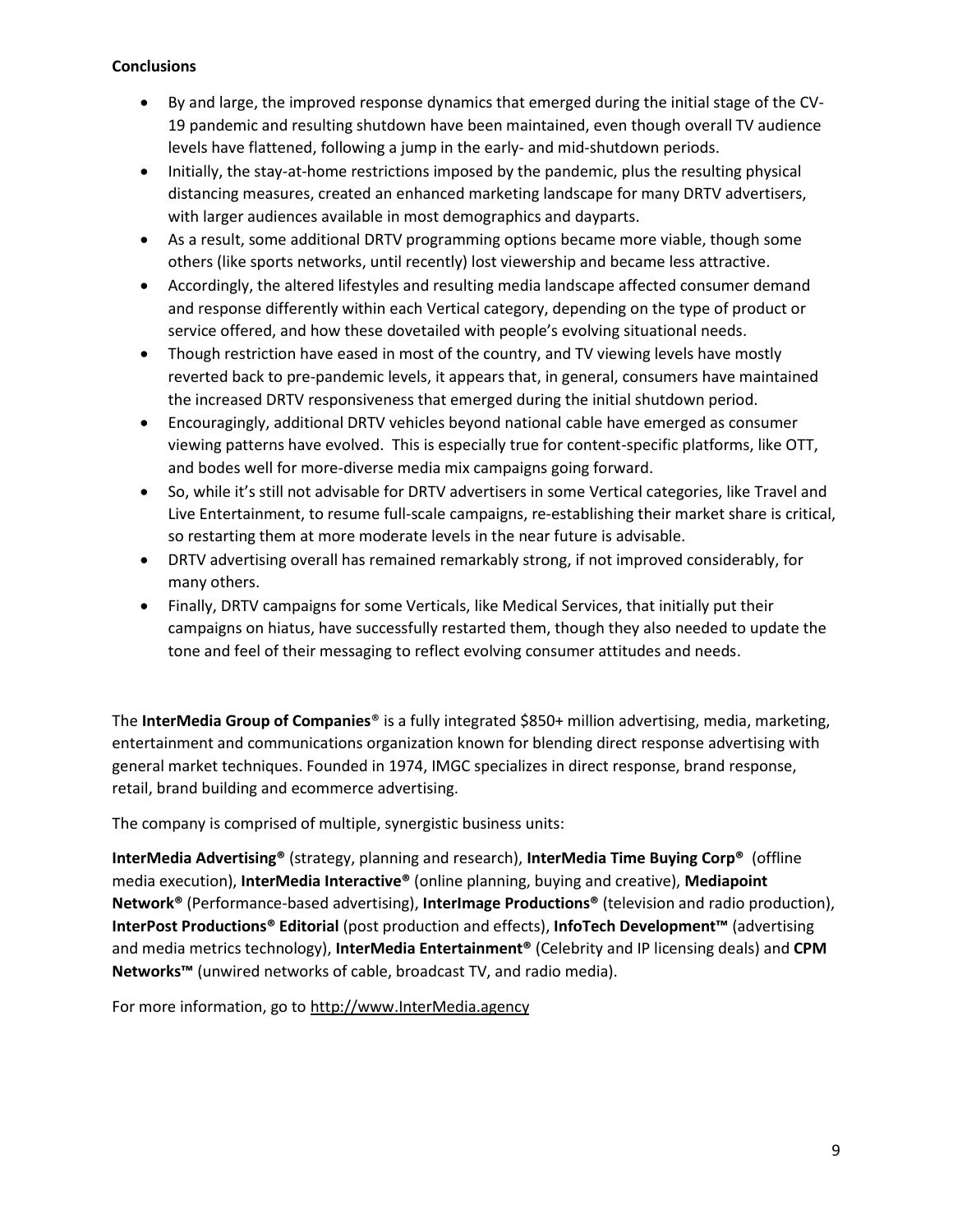**Conclusions**

- By and large, the improved response dynamics that emerged during the initial stage of the CV-19 pandemic and resulting shutdown have been maintained, even though overall TV audience levels have flattened, following a jump in the early- and mid-shutdown periods.
- Initially, the stay-at-home restrictions imposed by the pandemic, plus the resulting physical distancing measures, created an enhanced marketing landscape for many DRTV advertisers, with larger audiences available in most demographics and dayparts.
- As a result, some additional DRTV programming options became more viable, though some others (like sports networks, until recently) lost viewership and became less attractive.
- Accordingly, the altered lifestyles and resulting media landscape affected consumer demand and response differently within each Vertical category, depending on the type of product or service offered, and how these dovetailed with people's evolving situational needs.
- Though restriction have eased in most of the country, and TV viewing levels have mostly reverted back to pre-pandemic levels, it appears that, in general, consumers have maintained the increased DRTV responsiveness that emerged during the initial shutdown period.
- Encouragingly, additional DRTV vehicles beyond national cable have emerged as consumer viewing patterns have evolved. This is especially true for content-specific platforms, like OTT, and bodes well for more-diverse media mix campaigns going forward.
- So, while it's still not advisable for DRTV advertisers in some Vertical categories, like Travel and Live Entertainment, to resume full-scale campaigns, re-establishing their market share is critical, so restarting them at more moderate levels in the near future is advisable.
- DRTV advertising overall has remained remarkably strong, if not improved considerably, for many others.
- Finally, DRTV campaigns for some Verticals, like Medical Services, that initially put their campaigns on hiatus, have successfully restarted them, though they also needed to update the tone and feel of their messaging to reflect evolving consumer attitudes and needs.

The **InterMedia Group of Companies**® is a fully integrated $850+ million advertising, media, marketing, entertainment and communications organization known for blending direct response advertising with general market techniques. Founded in 1974, IMGC specializes in direct response, brand response, retail, brand building and ecommerce advertising.

The company is comprised of multiple, synergistic business units:

**InterMedia Advertising®** (strategy, planning and research), **InterMedia Time Buying Corp®** (offline media execution), **InterMedia Interactive®** (online planning, buying and creative), **Mediapoint Network®** (Performance-based advertising), **InterImage Productions®** (television and radio production), **InterPost Productions® Editorial** (post production and effects), **InfoTech Development™** (advertising and media metrics technology), **InterMedia Entertainment®** (Celebrity and IP licensing deals) and **CPM Networks™** (unwired networks of cable, broadcast TV, and radio media).

For more information, go to http://www.InterMedia.agency